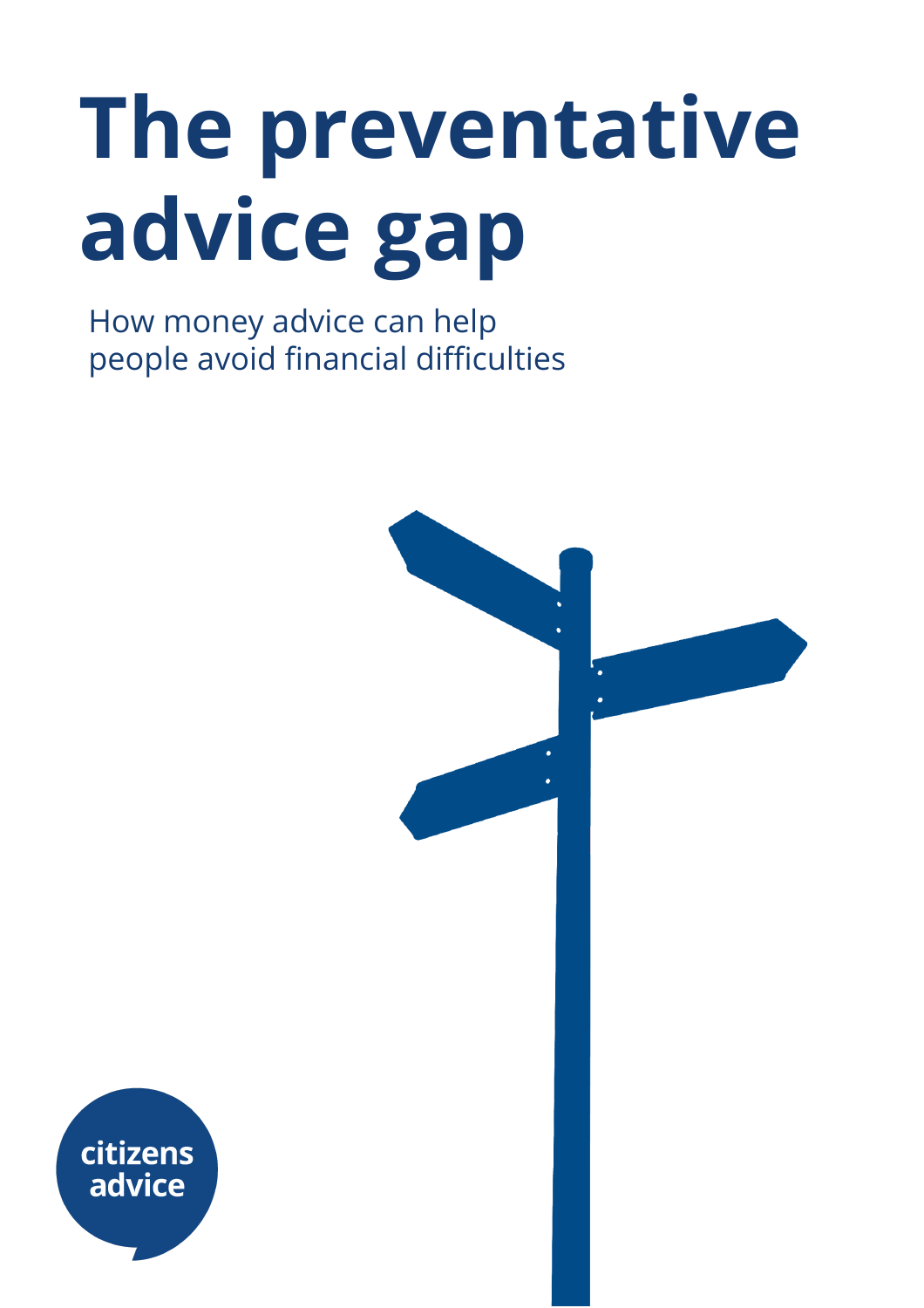# The preventative advice gap

How money advice can help people avoid financial difficulties

citizens advice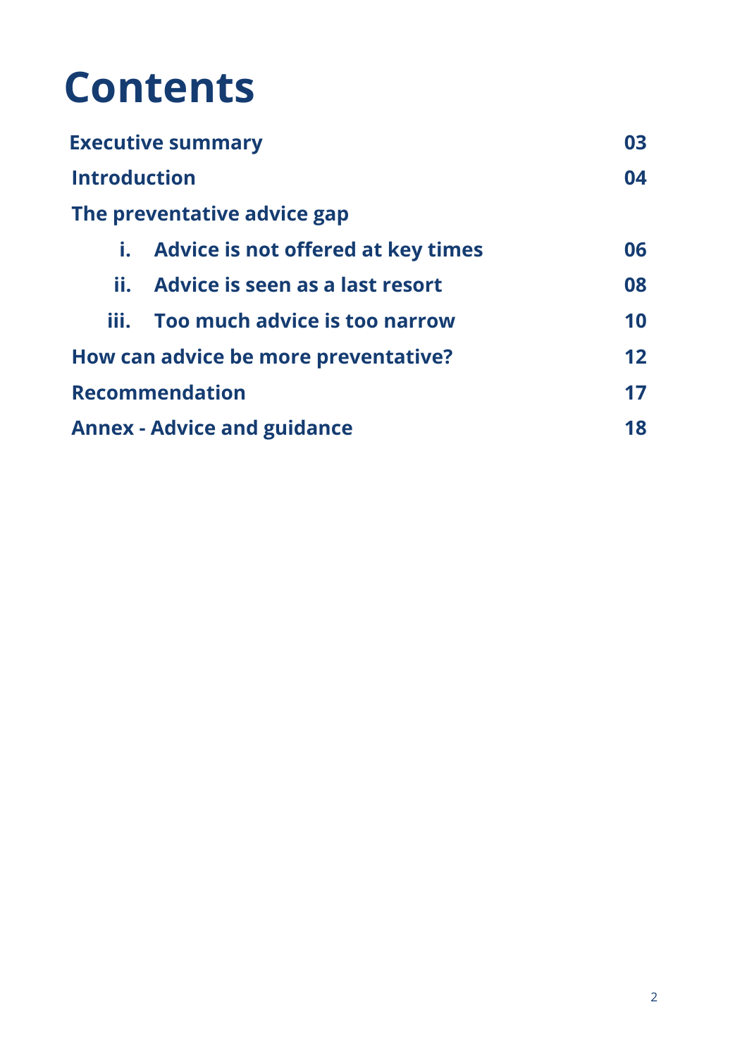# Contents

| | |
|---|---|
| **Executive summary** | **03** |
| **Introduction** | **04** |
| **The preventative advice gap** | |
| **i. Advice is not offered at key times** | **06** |
| **ii. Advice is seen as a last resort** | **08** |
| **iii. Too much advice is too narrow** | **10** |
| **How can advice be more preventative?** | **12** |
| **Recommendation** | **17** |
| **Annex - Advice and guidance** | **18** |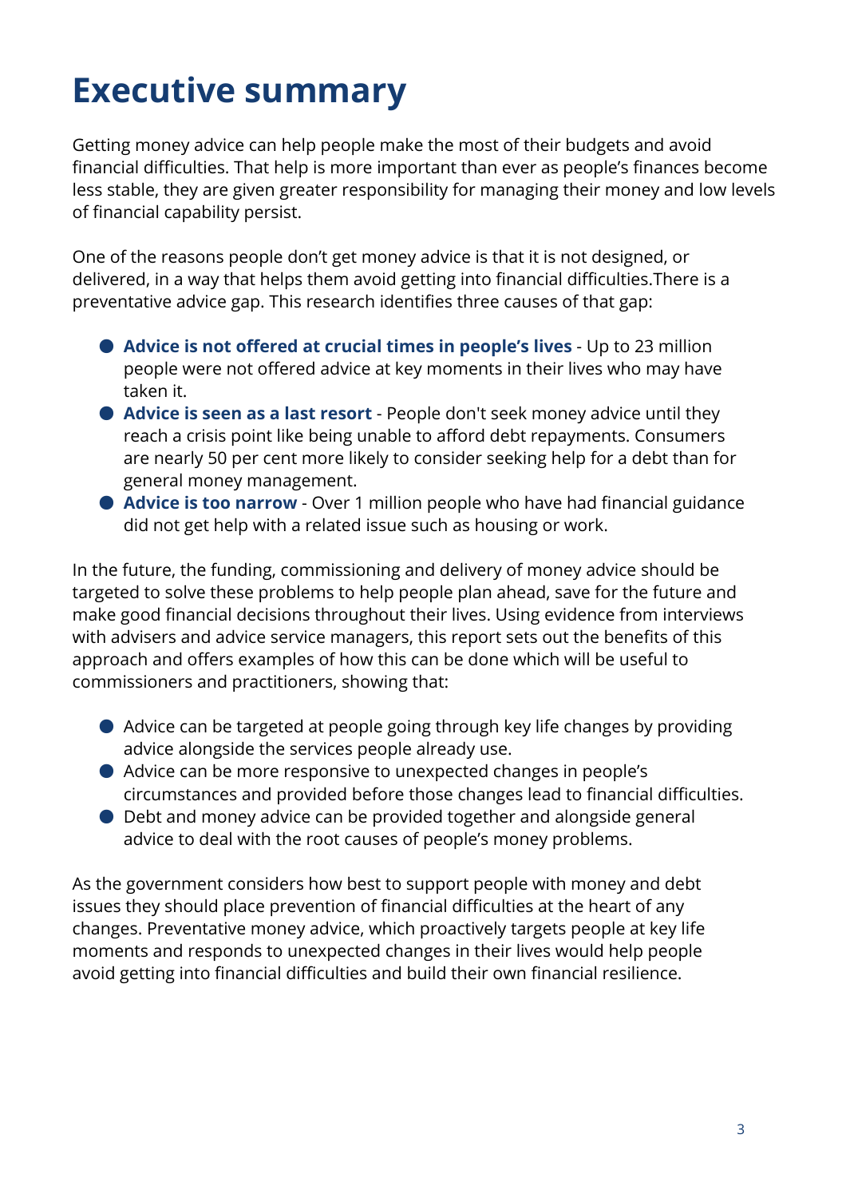# Executive summary

Getting money advice can help people make the most of their budgets and avoid financial difficulties. That help is more important than ever as people's finances become less stable, they are given greater responsibility for managing their money and low levels of financial capability persist.

One of the reasons people don't get money advice is that it is not designed, or delivered, in a way that helps them avoid getting into financial difficulties.There is a preventative advice gap. This research identifies three causes of that gap:

- **Advice is not offered at crucial times in people's lives** - Up to 23 million people were not offered advice at key moments in their lives who may have taken it.
- **Advice is seen as a last resort** - People don't seek money advice until they reach a crisis point like being unable to afford debt repayments. Consumers are nearly 50 per cent more likely to consider seeking help for a debt than for general money management.
- **Advice is too narrow** - Over 1 million people who have had financial guidance did not get help with a related issue such as housing or work.

In the future, the funding, commissioning and delivery of money advice should be targeted to solve these problems to help people plan ahead, save for the future and make good financial decisions throughout their lives. Using evidence from interviews with advisers and advice service managers, this report sets out the benefits of this approach and offers examples of how this can be done which will be useful to commissioners and practitioners, showing that:

- Advice can be targeted at people going through key life changes by providing advice alongside the services people already use.
- Advice can be more responsive to unexpected changes in people's circumstances and provided before those changes lead to financial difficulties.
- Debt and money advice can be provided together and alongside general advice to deal with the root causes of people's money problems.

As the government considers how best to support people with money and debt issues they should place prevention of financial difficulties at the heart of any changes. Preventative money advice, which proactively targets people at key life moments and responds to unexpected changes in their lives would help people avoid getting into financial difficulties and build their own financial resilience.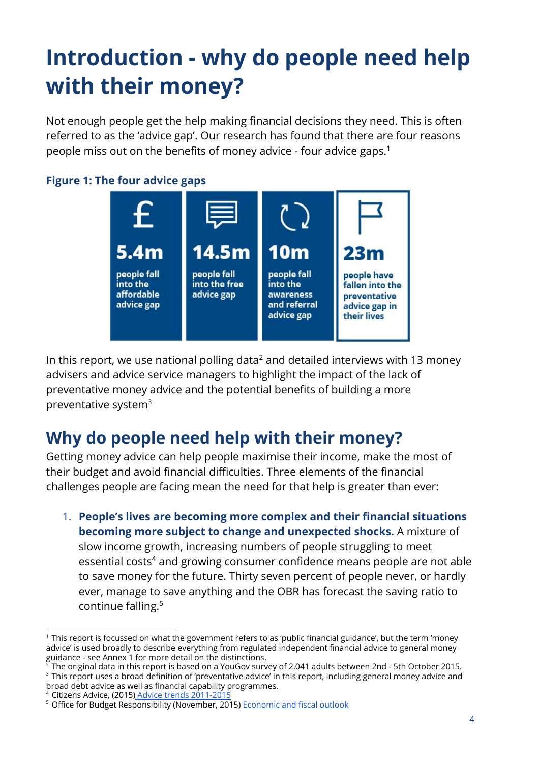# Introduction - why do people need help with their money?

Not enough people get the help making financial decisions they need. This is often referred to as the 'advice gap'. Our research has found that there are four reasons people miss out on the benefits of money advice - four advice gaps.[1]

**Figure 1: The four advice gaps**

| 5.4m | 14.5m | 10m | 23m |
| --- | --- | --- | --- |
| people fall into the affordable advice gap | people fall into the free advice gap | people fall into the awareness and referral advice gap | people have fallen into the preventative advice gap in their lives |

In this report, we use national polling data[2] and detailed interviews with 13 money advisers and advice service managers to highlight the impact of the lack of preventative money advice and the potential benefits of building a more preventative system[3]

## Why do people need help with their money?

Getting money advice can help people maximise their income, make the most of their budget and avoid financial difficulties. Three elements of the financial challenges people are facing mean the need for that help is greater than ever:

1. **People's lives are becoming more complex and their financial situations becoming more subject to change and unexpected shocks.** A mixture of slow income growth, increasing numbers of people struggling to meet essential costs[4] and growing consumer confidence means people are not able to save money for the future. Thirty seven percent of people never, or hardly ever, manage to save anything and the OBR has forecast the saving ratio to continue falling.[5]

---

[1] This report is focussed on what the government refers to as 'public financial guidance', but the term 'money advice' is used broadly to describe everything from regulated independent financial advice to general money guidance - see Annex 1 for more detail on the distinctions.

[2] The original data in this report is based on a YouGov survey of 2,041 adults between 2nd - 5th October 2015.

[3] This report uses a broad definition of 'preventative advice' in this report, including general money advice and broad debt advice as well as financial capability programmes.

[4] Citizens Advice, (2015) Advice trends 2011-2015

[5] Office for Budget Responsibility (November, 2015) Economic and fiscal outlook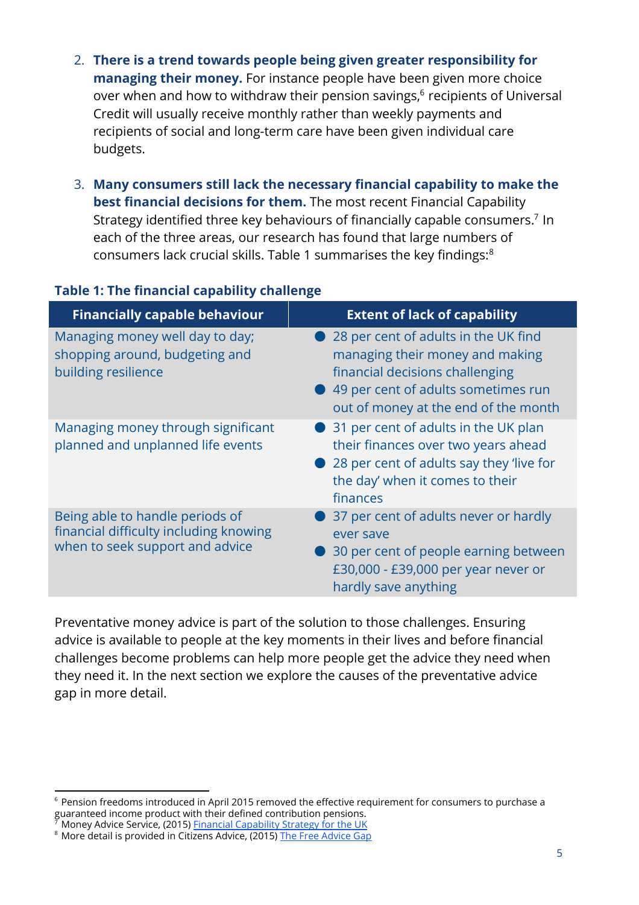2. **There is a trend towards people being given greater responsibility for managing their money.** For instance people have been given more choice over when and how to withdraw their pension savings,[6] recipients of Universal Credit will usually receive monthly rather than weekly payments and recipients of social and long-term care have been given individual care budgets.

3. **Many consumers still lack the necessary financial capability to make the best financial decisions for them.** The most recent Financial Capability Strategy identified three key behaviours of financially capable consumers.[7] In each of the three areas, our research has found that large numbers of consumers lack crucial skills. Table 1 summarises the key findings:[8]

**Table 1: The financial capability challenge**

| Financially capable behaviour | Extent of lack of capability |
|---|---|
| Managing money well day to day; shopping around, budgeting and building resilience | • 28 per cent of adults in the UK find managing their money and making financial decisions challenging<br>• 49 per cent of adults sometimes run out of money at the end of the month |
| Managing money through significant planned and unplanned life events | • 31 per cent of adults in the UK plan their finances over two years ahead<br>• 28 per cent of adults say they 'live for the day' when it comes to their finances |
| Being able to handle periods of financial difficulty including knowing when to seek support and advice | • 37 per cent of adults never or hardly ever save<br>• 30 per cent of people earning between £30,000 - £39,000 per year never or hardly save anything |

Preventative money advice is part of the solution to those challenges. Ensuring advice is available to people at the key moments in their lives and before financial challenges become problems can help more people get the advice they need when they need it. In the next section we explore the causes of the preventative advice gap in more detail.

---

[6] Pension freedoms introduced in April 2015 removed the effective requirement for consumers to purchase a guaranteed income product with their defined contribution pensions.
[7] Money Advice Service, (2015) Financial Capability Strategy for the UK
[8] More detail is provided in Citizens Advice, (2015) The Free Advice Gap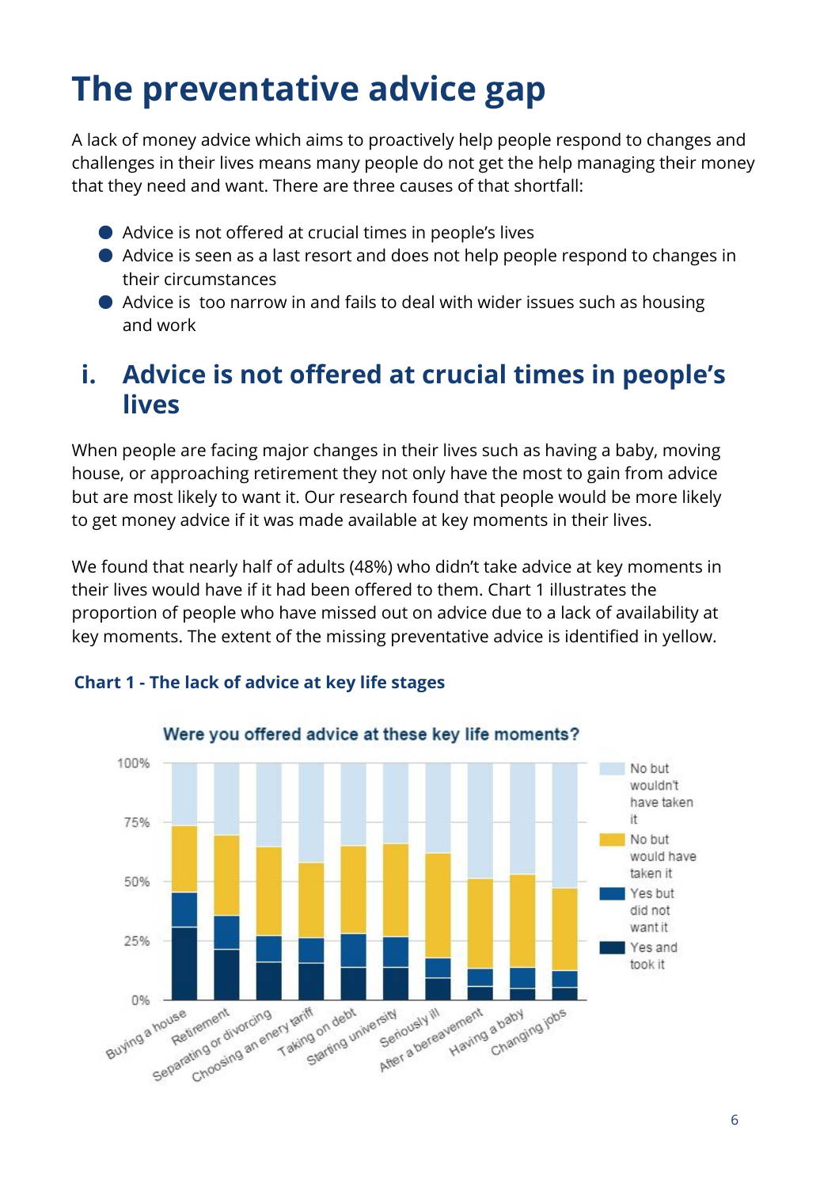# The preventative advice gap

A lack of money advice which aims to proactively help people respond to changes and challenges in their lives means many people do not get the help managing their money that they need and want. There are three causes of that shortfall:

- Advice is not offered at crucial times in people's lives
- Advice is seen as a last resort and does not help people respond to changes in their circumstances
- Advice is  too narrow in and fails to deal with wider issues such as housing and work

## i. Advice is not offered at crucial times in people's lives

When people are facing major changes in their lives such as having a baby, moving house, or approaching retirement they not only have the most to gain from advice but are most likely to want it. Our research found that people would be more likely to get money advice if it was made available at key moments in their lives.

We found that nearly half of adults (48%) who didn't take advice at key moments in their lives would have if it had been offered to them. Chart 1 illustrates the proportion of people who have missed out on advice due to a lack of availability at key moments. The extent of the missing preventative advice is identified in yellow.

**Chart 1 - The lack of advice at key life stages**

Were you offered advice at these key life moments?

Legend: No but wouldn't have taken it; No but would have taken it; Yes but did not want it; Yes and took it

Categories: Buying a house, Retirement, Separating or divorcing, Choosing an enery tariff, Taking on debt, Starting university, Seriously ill, After a bereavement, Having a baby, Changing jobs

Axis: 0%, 25%, 50%, 75%, 100%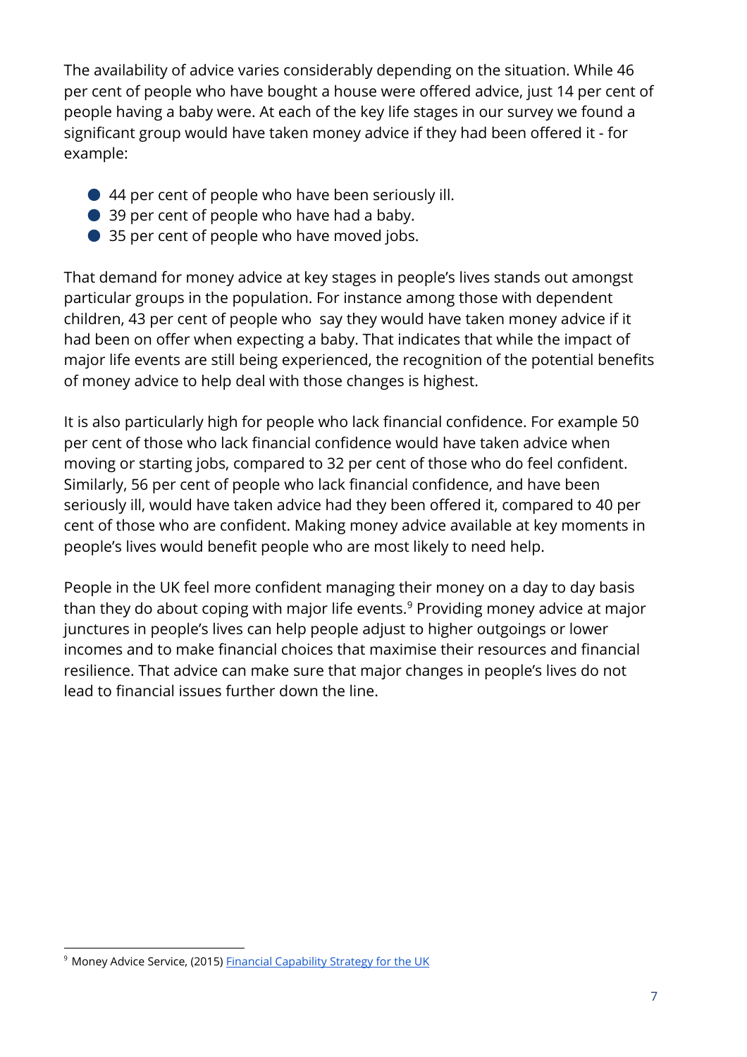The availability of advice varies considerably depending on the situation. While 46 per cent of people who have bought a house were offered advice, just 14 per cent of people having a baby were. At each of the key life stages in our survey we found a significant group would have taken money advice if they had been offered it - for example:

- 44 per cent of people who have been seriously ill.
- 39 per cent of people who have had a baby.
- 35 per cent of people who have moved jobs.

That demand for money advice at key stages in people's lives stands out amongst particular groups in the population. For instance among those with dependent children, 43 per cent of people who  say they would have taken money advice if it had been on offer when expecting a baby. That indicates that while the impact of major life events are still being experienced, the recognition of the potential benefits of money advice to help deal with those changes is highest.

It is also particularly high for people who lack financial confidence. For example 50 per cent of those who lack financial confidence would have taken advice when moving or starting jobs, compared to 32 per cent of those who do feel confident. Similarly, 56 per cent of people who lack financial confidence, and have been seriously ill, would have taken advice had they been offered it, compared to 40 per cent of those who are confident. Making money advice available at key moments in people's lives would benefit people who are most likely to need help.

People in the UK feel more confident managing their money on a day to day basis than they do about coping with major life events.[9] Providing money advice at major junctures in people's lives can help people adjust to higher outgoings or lower incomes and to make financial choices that maximise their resources and financial resilience. That advice can make sure that major changes in people's lives do not lead to financial issues further down the line.

---

[9] Money Advice Service, (2015) [Financial Capability Strategy for the UK]()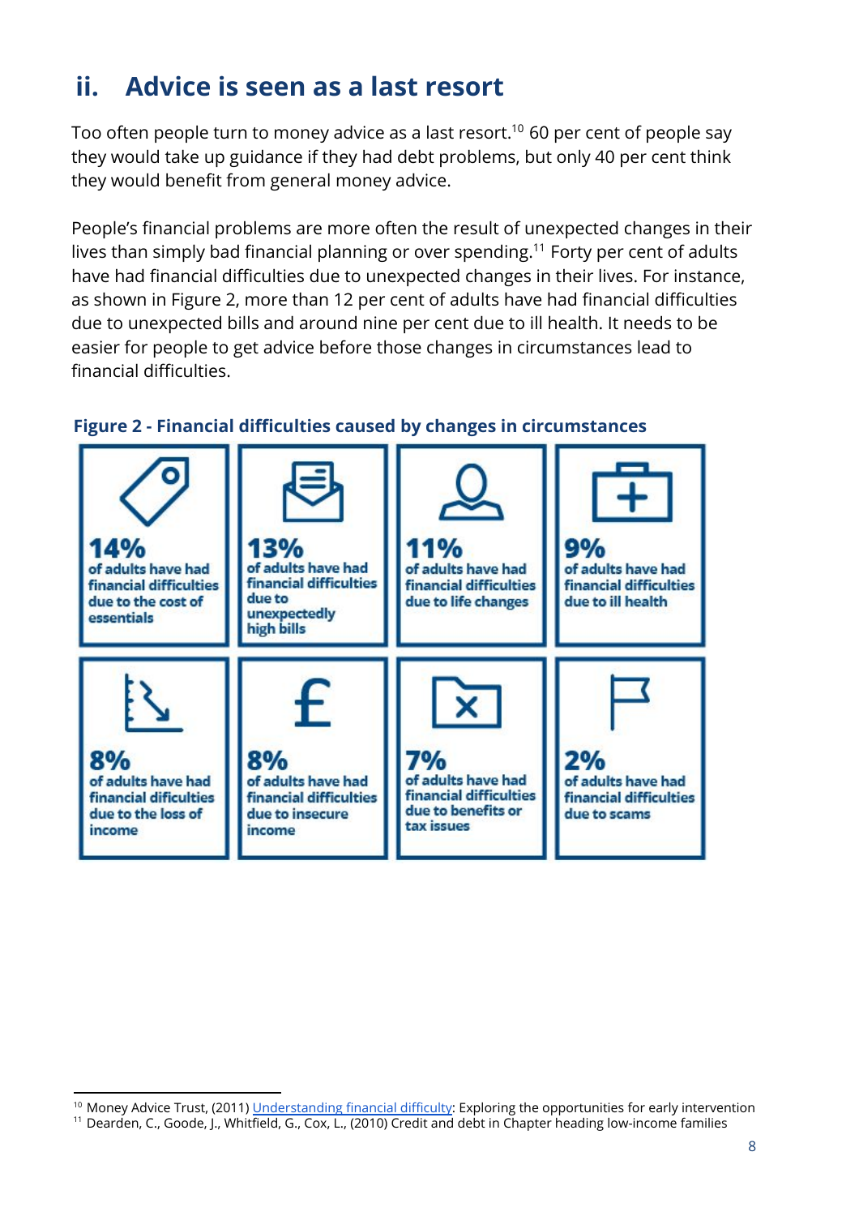## ii. Advice is seen as a last resort

Too often people turn to money advice as a last resort.[10] 60 per cent of people say they would take up guidance if they had debt problems, but only 40 per cent think they would benefit from general money advice.

People's financial problems are more often the result of unexpected changes in their lives than simply bad financial planning or over spending.[11] Forty per cent of adults have had financial difficulties due to unexpected changes in their lives. For instance, as shown in Figure 2, more than 12 per cent of adults have had financial difficulties due to unexpected bills and around nine per cent due to ill health. It needs to be easier for people to get advice before those changes in circumstances lead to financial difficulties.

**Figure 2 - Financial difficulties caused by changes in circumstances**

**14%** of adults have had financial difficulties due to the cost of essentials

**13%** of adults have had financial difficulties due to unexpectedly high bills

**11%** of adults have had financial difficulties due to life changes

**9%** of adults have had financial difficulties due to ill health

**8%** of adults have had financial dificulties due to the loss of income

**8%** of adults have had financial difficulties due to insecure income

**7%** of adults have had financial difficulties due to benefits or tax issues

**2%** of adults have had financial difficulties due to scams

---

[10] Money Advice Trust, (2011) Understanding financial difficulty: Exploring the opportunities for early intervention

[11] Dearden, C., Goode, J., Whitfield, G., Cox, L., (2010) Credit and debt in Chapter heading low-income families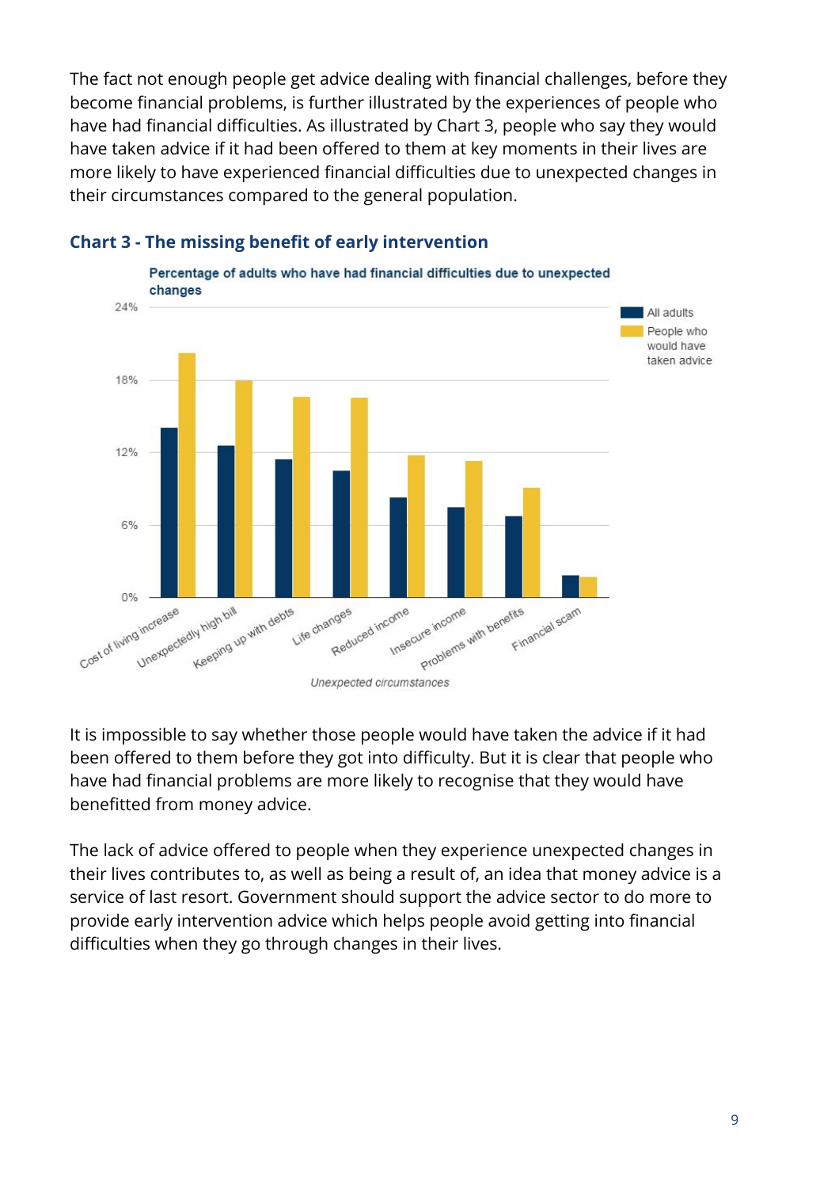The fact not enough people get advice dealing with financial challenges, before they become financial problems, is further illustrated by the experiences of people who have had financial difficulties. As illustrated by Chart 3, people who say they would have taken advice if it had been offered to them at key moments in their lives are more likely to have experienced financial difficulties due to unexpected changes in their circumstances compared to the general population.

### Chart 3 - The missing benefit of early intervention

Percentage of adults who have had financial difficulties due to unexpected changes

It is impossible to say whether those people would have taken the advice if it had been offered to them before they got into difficulty. But it is clear that people who have had financial problems are more likely to recognise that they would have benefitted from money advice.

The lack of advice offered to people when they experience unexpected changes in their lives contributes to, as well as being a result of, an idea that money advice is a service of last resort. Government should support the advice sector to do more to provide early intervention advice which helps people avoid getting into financial difficulties when they go through changes in their lives.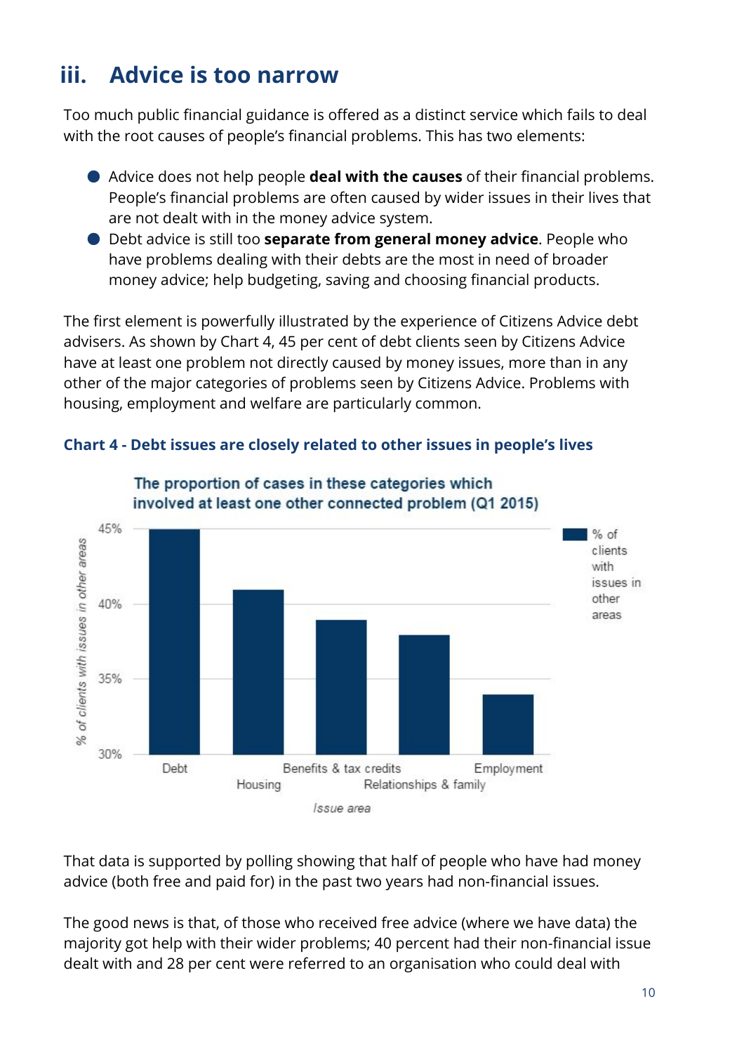## iii. Advice is too narrow

Too much public financial guidance is offered as a distinct service which fails to deal with the root causes of people's financial problems. This has two elements:

- Advice does not help people **deal with the causes** of their financial problems. People's financial problems are often caused by wider issues in their lives that are not dealt with in the money advice system.
- Debt advice is still too **separate from general money advice**. People who have problems dealing with their debts are the most in need of broader money advice; help budgeting, saving and choosing financial products.

The first element is powerfully illustrated by the experience of Citizens Advice debt advisers. As shown by Chart 4, 45 per cent of debt clients seen by Citizens Advice have at least one problem not directly caused by money issues, more than in any other of the major categories of problems seen by Citizens Advice. Problems with housing, employment and welfare are particularly common.

**Chart 4 - Debt issues are closely related to other issues in people's lives**

The proportion of cases in these categories which involved at least one other connected problem (Q1 2015)

That data is supported by polling showing that half of people who have had money advice (both free and paid for) in the past two years had non-financial issues.

The good news is that, of those who received free advice (where we have data) the majority got help with their wider problems; 40 percent had their non-financial issue dealt with and 28 per cent were referred to an organisation who could deal with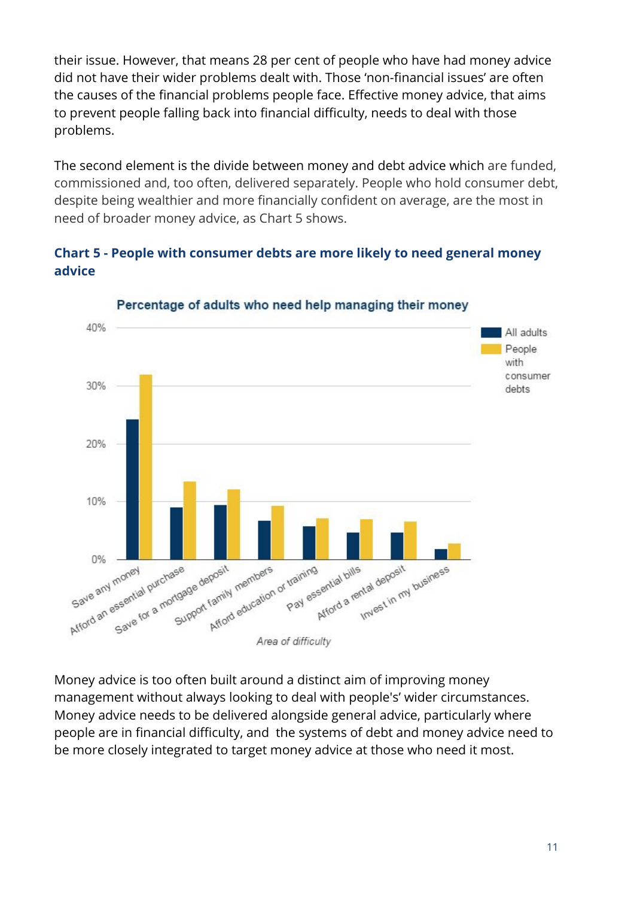their issue. However, that means 28 per cent of people who have had money advice did not have their wider problems dealt with. Those 'non-financial issues' are often the causes of the financial problems people face. Effective money advice, that aims to prevent people falling back into financial difficulty, needs to deal with those problems.

The second element is the divide between money and debt advice which are funded, commissioned and, too often, delivered separately. People who hold consumer debt, despite being wealthier and more financially confident on average, are the most in need of broader money advice, as Chart 5 shows.

**Chart 5 - People with consumer debts are more likely to need general money advice**

Percentage of adults who need help managing their money

Money advice is too often built around a distinct aim of improving money management without always looking to deal with people's' wider circumstances. Money advice needs to be delivered alongside general advice, particularly where people are in financial difficulty, and the systems of debt and money advice need to be more closely integrated to target money advice at those who need it most.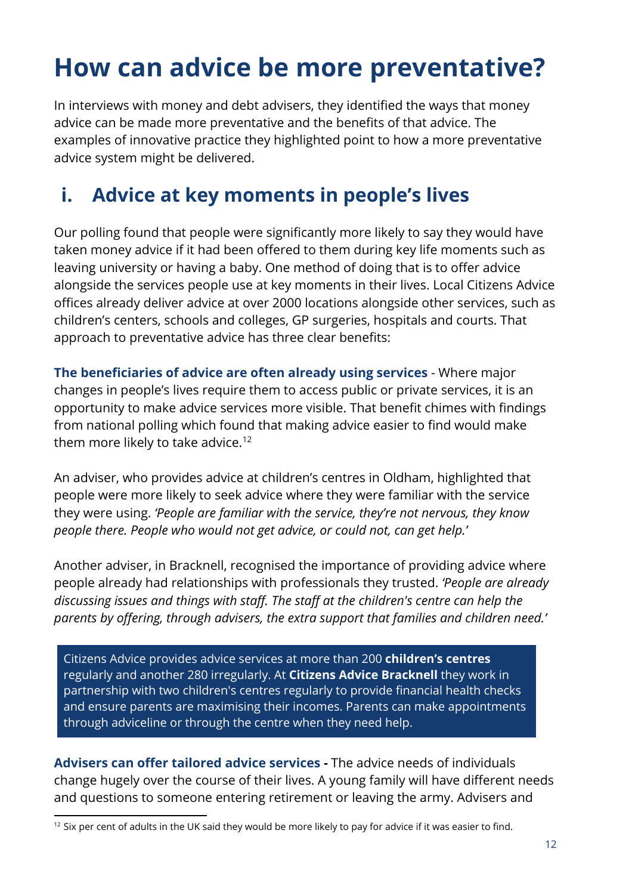# How can advice be more preventative?

In interviews with money and debt advisers, they identified the ways that money advice can be made more preventative and the benefits of that advice. The examples of innovative practice they highlighted point to how a more preventative advice system might be delivered.

## i. Advice at key moments in people's lives

Our polling found that people were significantly more likely to say they would have taken money advice if it had been offered to them during key life moments such as leaving university or having a baby. One method of doing that is to offer advice alongside the services people use at key moments in their lives. Local Citizens Advice offices already deliver advice at over 2000 locations alongside other services, such as children's centers, schools and colleges, GP surgeries, hospitals and courts. That approach to preventative advice has three clear benefits:

**The beneficiaries of advice are often already using services** - Where major changes in people's lives require them to access public or private services, it is an opportunity to make advice services more visible. That benefit chimes with findings from national polling which found that making advice easier to find would make them more likely to take advice.[12]

An adviser, who provides advice at children's centres in Oldham, highlighted that people were more likely to seek advice where they were familiar with the service they were using. *'People are familiar with the service, they're not nervous, they know people there. People who would not get advice, or could not, can get help.'*

Another adviser, in Bracknell, recognised the importance of providing advice where people already had relationships with professionals they trusted. *'People are already discussing issues and things with staff. The staff at the children's centre can help the parents by offering, through advisers, the extra support that families and children need.'*

> Citizens Advice provides advice services at more than 200 **children's centres** regularly and another 280 irregularly. At **Citizens Advice Bracknell** they work in partnership with two children's centres regularly to provide financial health checks and ensure parents are maximising their incomes. Parents can make appointments through adviceline or through the centre when they need help.

**Advisers can offer tailored advice services -** The advice needs of individuals change hugely over the course of their lives. A young family will have different needs and questions to someone entering retirement or leaving the army. Advisers and

[12] Six per cent of adults in the UK said they would be more likely to pay for advice if it was easier to find.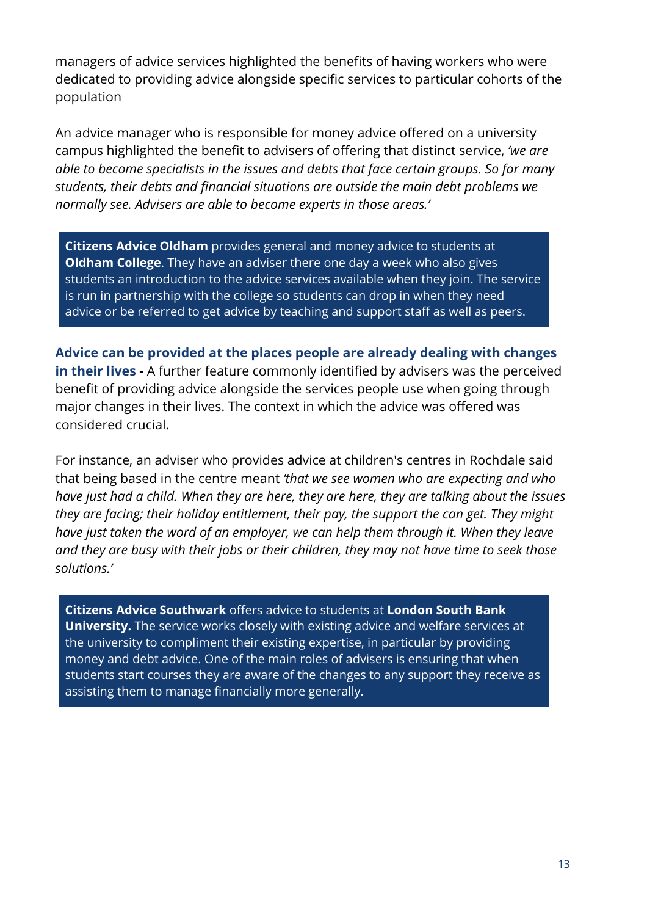managers of advice services highlighted the benefits of having workers who were dedicated to providing advice alongside specific services to particular cohorts of the population

An advice manager who is responsible for money advice offered on a university campus highlighted the benefit to advisers of offering that distinct service, *'we are able to become specialists in the issues and debts that face certain groups. So for many students, their debts and financial situations are outside the main debt problems we normally see. Advisers are able to become experts in those areas.'*

> **Citizens Advice Oldham** provides general and money advice to students at **Oldham College**. They have an adviser there one day a week who also gives students an introduction to the advice services available when they join. The service is run in partnership with the college so students can drop in when they need advice or be referred to get advice by teaching and support staff as well as peers.

**Advice can be provided at the places people are already dealing with changes in their lives -** A further feature commonly identified by advisers was the perceived benefit of providing advice alongside the services people use when going through major changes in their lives. The context in which the advice was offered was considered crucial.

For instance, an adviser who provides advice at children's centres in Rochdale said that being based in the centre meant *'that we see women who are expecting and who have just had a child. When they are here, they are here, they are talking about the issues they are facing; their holiday entitlement, their pay, the support the can get. They might have just taken the word of an employer, we can help them through it. When they leave and they are busy with their jobs or their children, they may not have time to seek those solutions.'*

> **Citizens Advice Southwark** offers advice to students at **London South Bank University.** The service works closely with existing advice and welfare services at the university to compliment their existing expertise, in particular by providing money and debt advice. One of the main roles of advisers is ensuring that when students start courses they are aware of the changes to any support they receive as assisting them to manage financially more generally.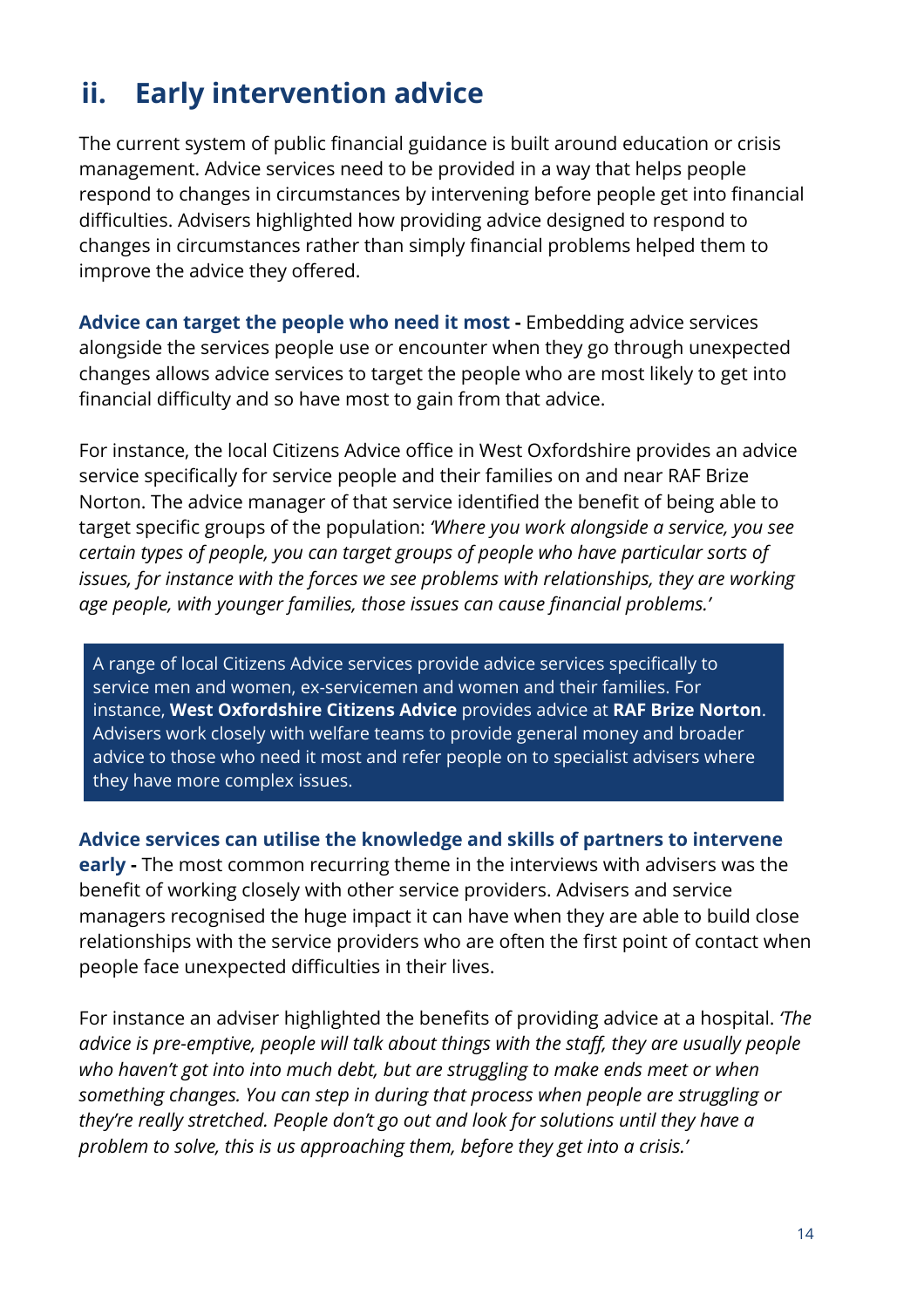## ii. Early intervention advice

The current system of public financial guidance is built around education or crisis management. Advice services need to be provided in a way that helps people respond to changes in circumstances by intervening before people get into financial difficulties. Advisers highlighted how providing advice designed to respond to changes in circumstances rather than simply financial problems helped them to improve the advice they offered.

**Advice can target the people who need it most -** Embedding advice services alongside the services people use or encounter when they go through unexpected changes allows advice services to target the people who are most likely to get into financial difficulty and so have most to gain from that advice.

For instance, the local Citizens Advice office in West Oxfordshire provides an advice service specifically for service people and their families on and near RAF Brize Norton. The advice manager of that service identified the benefit of being able to target specific groups of the population: *'Where you work alongside a service, you see certain types of people, you can target groups of people who have particular sorts of issues, for instance with the forces we see problems with relationships, they are working age people, with younger families, those issues can cause financial problems.'*

> A range of local Citizens Advice services provide advice services specifically to service men and women, ex-servicemen and women and their families. For instance, **West Oxfordshire Citizens Advice** provides advice at **RAF Brize Norton**. Advisers work closely with welfare teams to provide general money and broader advice to those who need it most and refer people on to specialist advisers where they have more complex issues.

**Advice services can utilise the knowledge and skills of partners to intervene early -** The most common recurring theme in the interviews with advisers was the benefit of working closely with other service providers. Advisers and service managers recognised the huge impact it can have when they are able to build close relationships with the service providers who are often the first point of contact when people face unexpected difficulties in their lives.

For instance an adviser highlighted the benefits of providing advice at a hospital. *'The advice is pre-emptive, people will talk about things with the staff, they are usually people who haven't got into into much debt, but are struggling to make ends meet or when something changes. You can step in during that process when people are struggling or they're really stretched. People don't go out and look for solutions until they have a problem to solve, this is us approaching them, before they get into a crisis.'*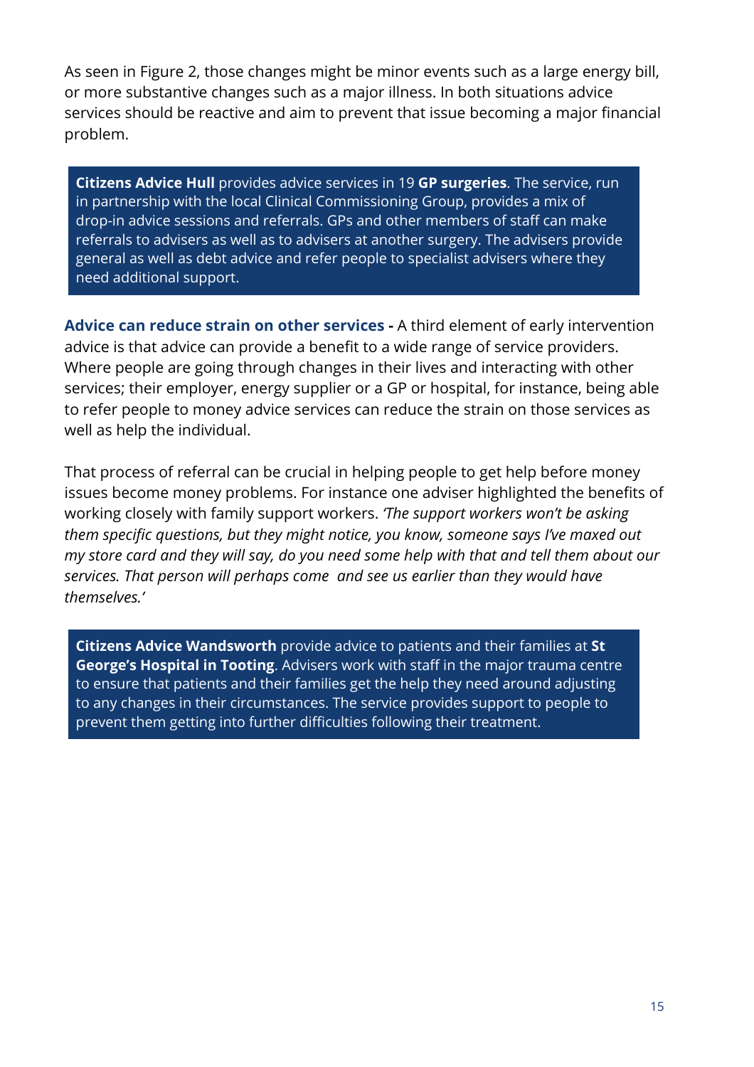As seen in Figure 2, those changes might be minor events such as a large energy bill, or more substantive changes such as a major illness. In both situations advice services should be reactive and aim to prevent that issue becoming a major financial problem.

> **Citizens Advice Hull** provides advice services in 19 **GP surgeries**. The service, run in partnership with the local Clinical Commissioning Group, provides a mix of drop-in advice sessions and referrals. GPs and other members of staff can make referrals to advisers as well as to advisers at another surgery. The advisers provide general as well as debt advice and refer people to specialist advisers where they need additional support.

**Advice can reduce strain on other services -** A third element of early intervention advice is that advice can provide a benefit to a wide range of service providers. Where people are going through changes in their lives and interacting with other services; their employer, energy supplier or a GP or hospital, for instance, being able to refer people to money advice services can reduce the strain on those services as well as help the individual.

That process of referral can be crucial in helping people to get help before money issues become money problems. For instance one adviser highlighted the benefits of working closely with family support workers. *'The support workers won't be asking them specific questions, but they might notice, you know, someone says I've maxed out my store card and they will say, do you need some help with that and tell them about our services. That person will perhaps come and see us earlier than they would have themselves.'*

> **Citizens Advice Wandsworth** provide advice to patients and their families at **St George's Hospital in Tooting**. Advisers work with staff in the major trauma centre to ensure that patients and their families get the help they need around adjusting to any changes in their circumstances. The service provides support to people to prevent them getting into further difficulties following their treatment.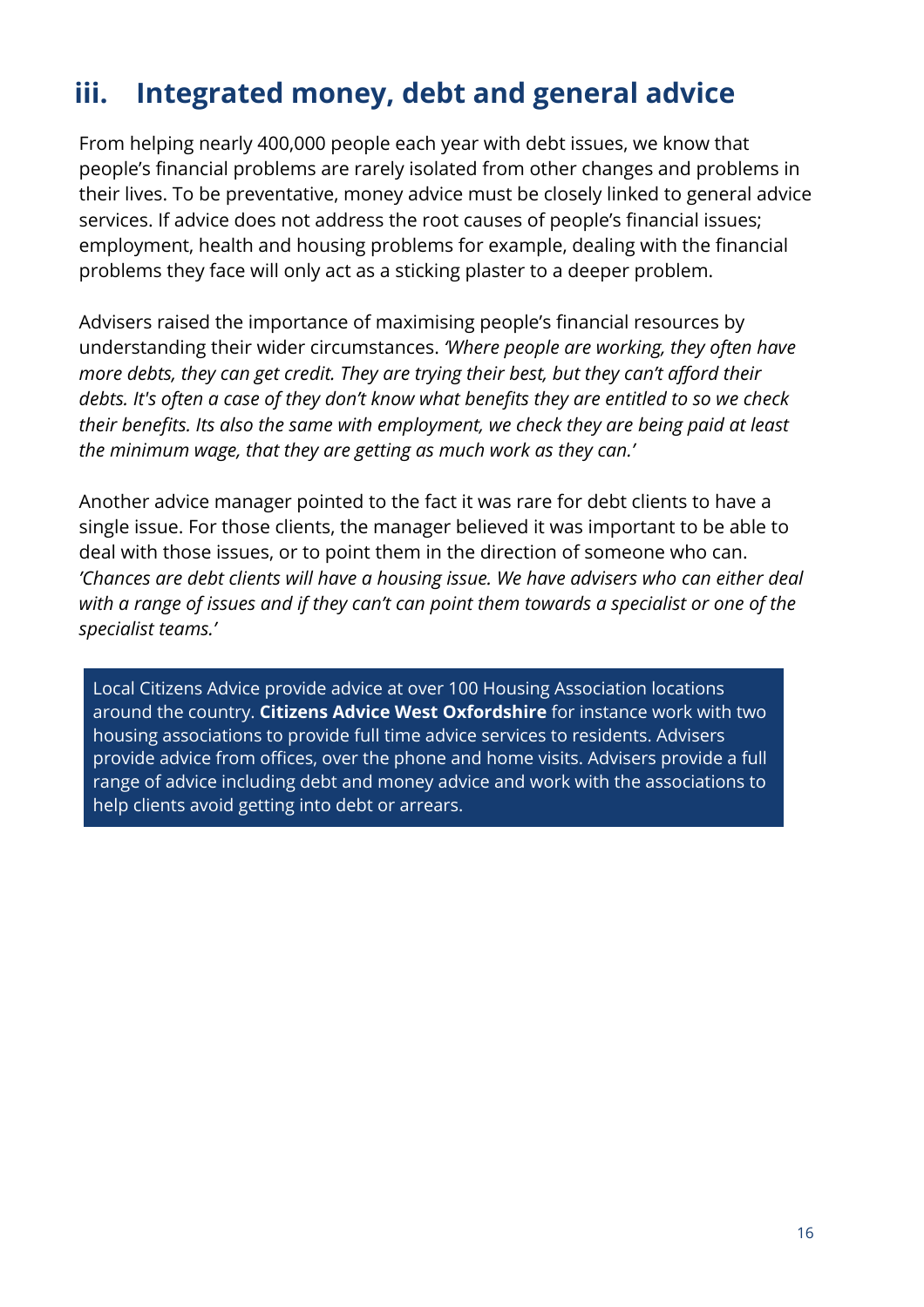## iii. Integrated money, debt and general advice

From helping nearly 400,000 people each year with debt issues, we know that people's financial problems are rarely isolated from other changes and problems in their lives. To be preventative, money advice must be closely linked to general advice services. If advice does not address the root causes of people's financial issues; employment, health and housing problems for example, dealing with the financial problems they face will only act as a sticking plaster to a deeper problem.

Advisers raised the importance of maximising people's financial resources by understanding their wider circumstances. *'Where people are working, they often have more debts, they can get credit. They are trying their best, but they can't afford their debts. It's often a case of they don't know what benefits they are entitled to so we check their benefits. Its also the same with employment, we check they are being paid at least the minimum wage, that they are getting as much work as they can.'*

Another advice manager pointed to the fact it was rare for debt clients to have a single issue. For those clients, the manager believed it was important to be able to deal with those issues, or to point them in the direction of someone who can. *'Chances are debt clients will have a housing issue. We have advisers who can either deal with a range of issues and if they can't can point them towards a specialist or one of the specialist teams.'*

Local Citizens Advice provide advice at over 100 Housing Association locations around the country. **Citizens Advice West Oxfordshire** for instance work with two housing associations to provide full time advice services to residents. Advisers provide advice from offices, over the phone and home visits. Advisers provide a full range of advice including debt and money advice and work with the associations to help clients avoid getting into debt or arrears.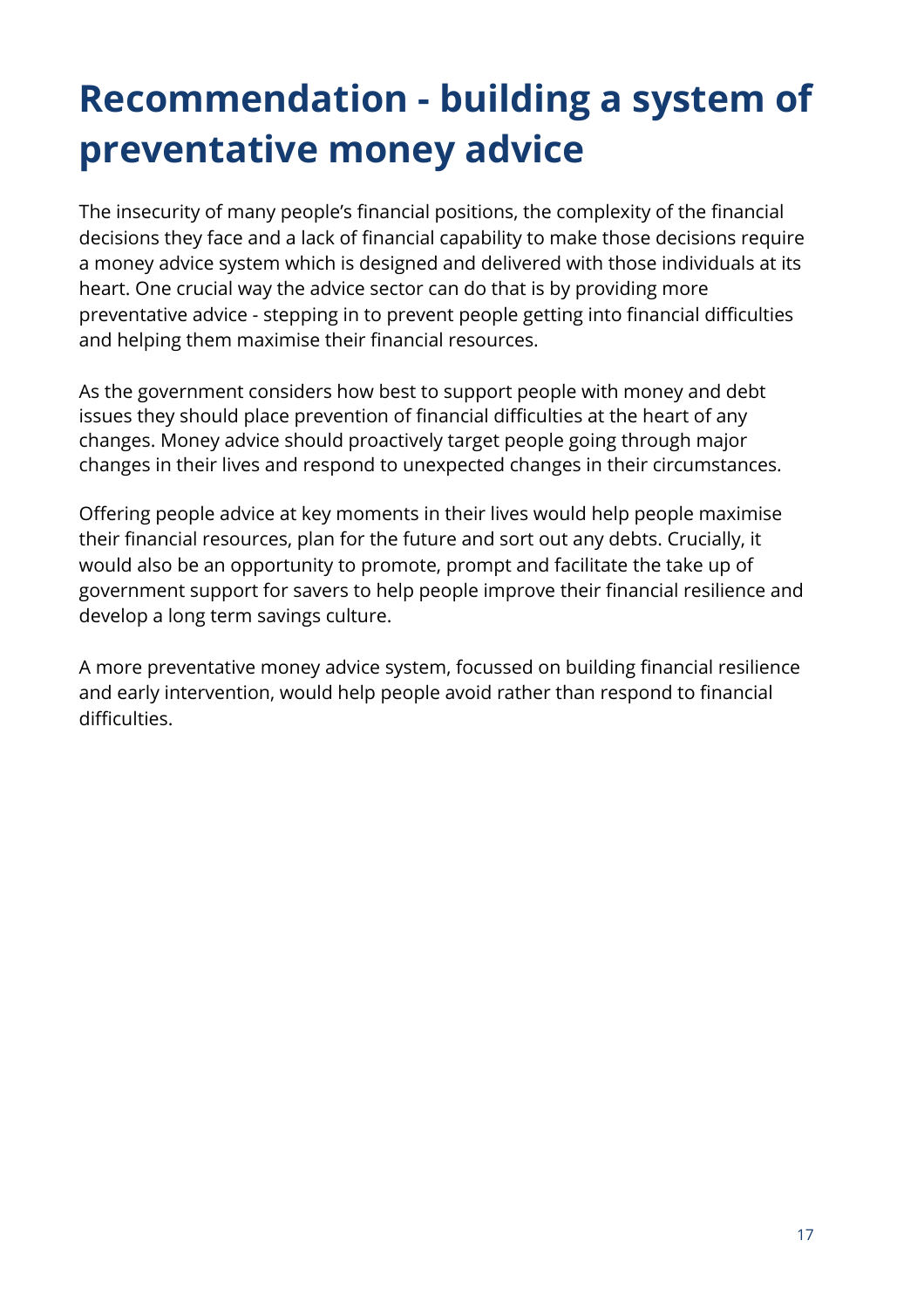# Recommendation - building a system of preventative money advice

The insecurity of many people's financial positions, the complexity of the financial decisions they face and a lack of financial capability to make those decisions require a money advice system which is designed and delivered with those individuals at its heart. One crucial way the advice sector can do that is by providing more preventative advice - stepping in to prevent people getting into financial difficulties and helping them maximise their financial resources.

As the government considers how best to support people with money and debt issues they should place prevention of financial difficulties at the heart of any changes. Money advice should proactively target people going through major changes in their lives and respond to unexpected changes in their circumstances.

Offering people advice at key moments in their lives would help people maximise their financial resources, plan for the future and sort out any debts. Crucially, it would also be an opportunity to promote, prompt and facilitate the take up of government support for savers to help people improve their financial resilience and develop a long term savings culture.

A more preventative money advice system, focussed on building financial resilience and early intervention, would help people avoid rather than respond to financial difficulties.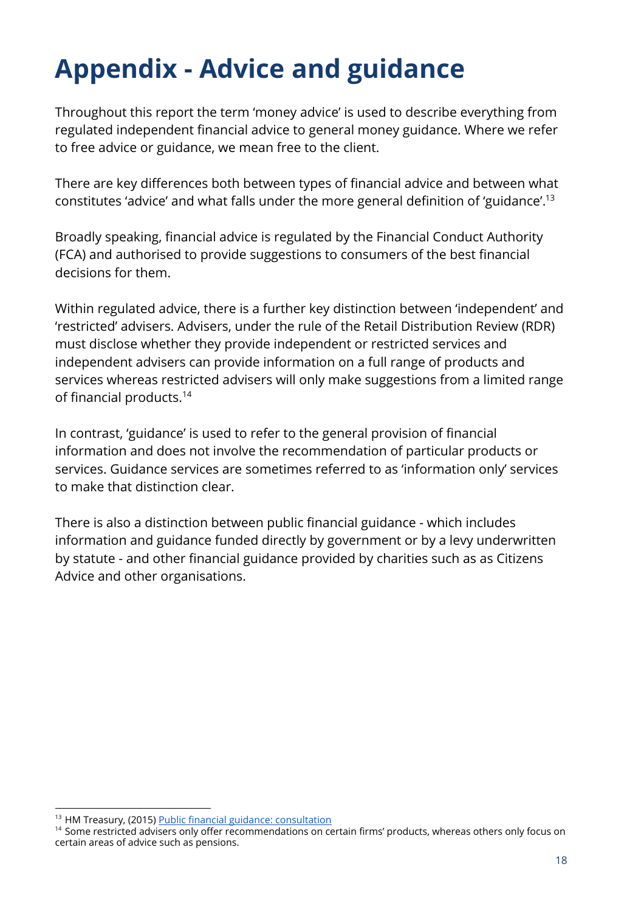# Appendix - Advice and guidance

Throughout this report the term 'money advice' is used to describe everything from regulated independent financial advice to general money guidance. Where we refer to free advice or guidance, we mean free to the client.

There are key differences both between types of financial advice and between what constitutes 'advice' and what falls under the more general definition of 'guidance'.[13]

Broadly speaking, financial advice is regulated by the Financial Conduct Authority (FCA) and authorised to provide suggestions to consumers of the best financial decisions for them.

Within regulated advice, there is a further key distinction between 'independent' and 'restricted' advisers. Advisers, under the rule of the Retail Distribution Review (RDR) must disclose whether they provide independent or restricted services and independent advisers can provide information on a full range of products and services whereas restricted advisers will only make suggestions from a limited range of financial products.[14]

In contrast, 'guidance' is used to refer to the general provision of financial information and does not involve the recommendation of particular products or services. Guidance services are sometimes referred to as 'information only' services to make that distinction clear.

There is also a distinction between public financial guidance - which includes information and guidance funded directly by government or by a levy underwritten by statute - and other financial guidance provided by charities such as as Citizens Advice and other organisations.

---

[13] HM Treasury, (2015) Public financial guidance: consultation

[14] Some restricted advisers only offer recommendations on certain firms' products, whereas others only focus on certain areas of advice such as pensions.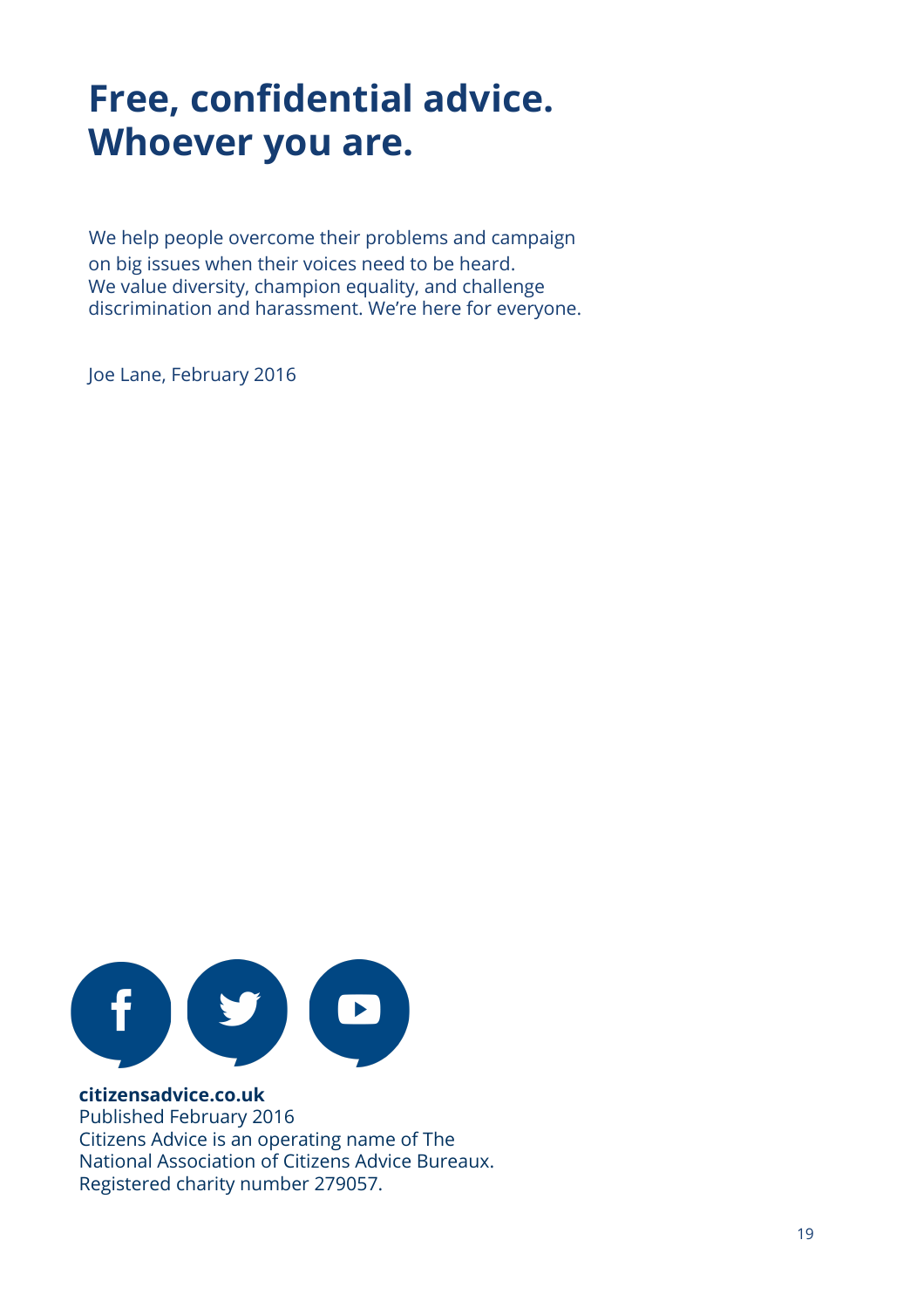# Free, confidential advice. Whoever you are.

We help people overcome their problems and campaign on big issues when their voices need to be heard. We value diversity, champion equality, and challenge discrimination and harassment. We're here for everyone.

Joe Lane, February 2016

**citizensadvice.co.uk**
Published February 2016
Citizens Advice is an operating name of The National Association of Citizens Advice Bureaux.
Registered charity number 279057.